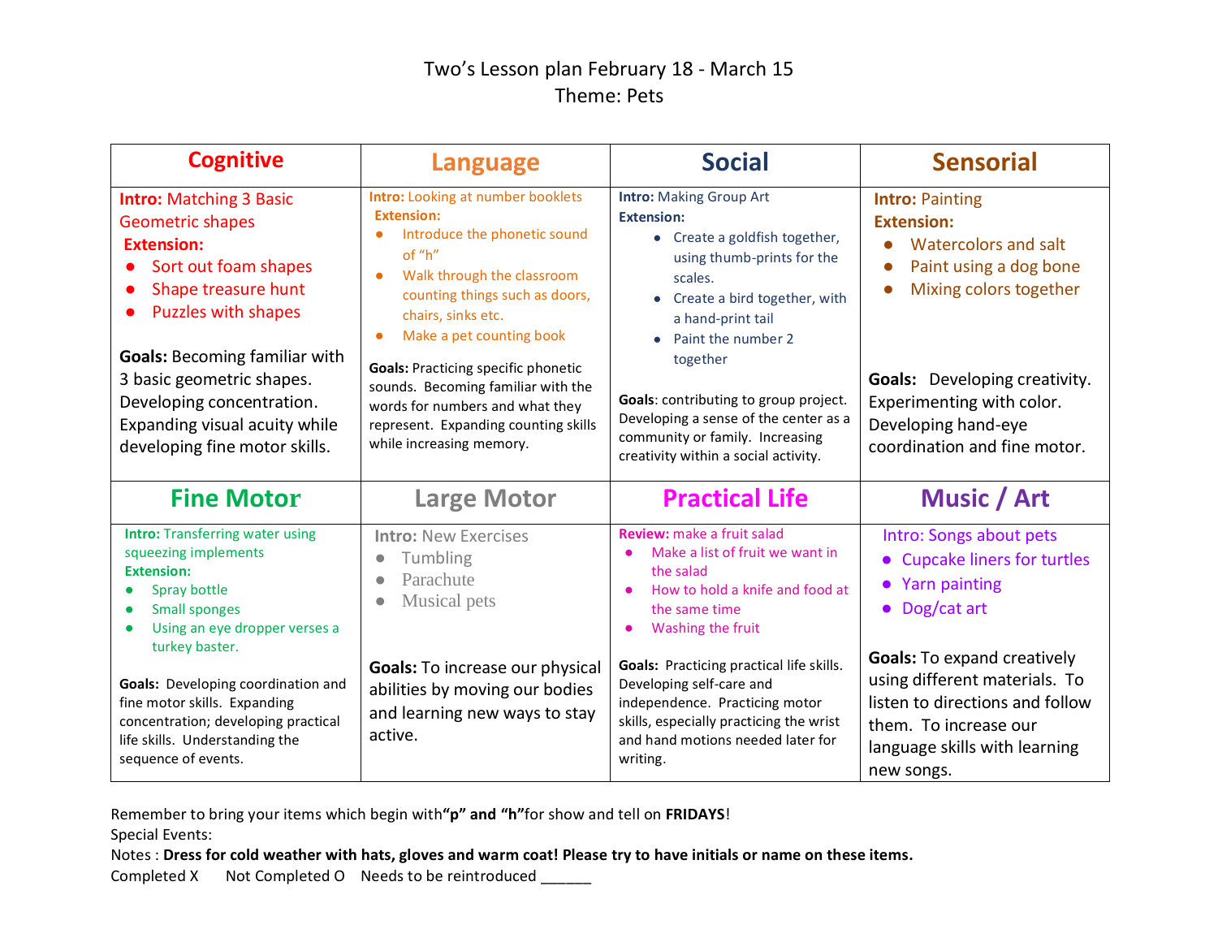Two's Lesson plan February 18 - March 15

Theme: Pets

| Cognitive | Language | Social | Sensorial |
|---|---|---|---|
| **Intro:** Matching 3 Basic Geometric shapes<br>**Extension:**<br>• Sort out foam shapes<br>• Shape treasure hunt<br>• Puzzles with shapes<br><br>**Goals:** Becoming familiar with 3 basic geometric shapes. Developing concentration. Expanding visual acuity while developing fine motor skills. | **Intro:** Looking at number booklets<br>**Extension:**<br>• Introduce the phonetic sound of "h"<br>• Walk through the classroom counting things such as doors, chairs, sinks etc.<br>• Make a pet counting book<br><br>**Goals:** Practicing specific phonetic sounds. Becoming familiar with the words for numbers and what they represent. Expanding counting skills while increasing memory. | **Intro:** Making Group Art<br>**Extension:**<br>• Create a goldfish together, using thumb-prints for the scales.<br>• Create a bird together, with a hand-print tail<br>• Paint the number 2 together<br><br>**Goals**: contributing to group project. Developing a sense of the center as a community or family. Increasing creativity within a social activity. | **Intro:** Painting<br>**Extension:**<br>• Watercolors and salt<br>• Paint using a dog bone<br>• Mixing colors together<br><br>**Goals:** Developing creativity. Experimenting with color. Developing hand-eye coordination and fine motor. |
| **Fine Motor** | **Large Motor** | **Practical Life** | **Music / Art** |
| **Intro:** Transferring water using squeezing implements<br>**Extension:**<br>• Spray bottle<br>• Small sponges<br>• Using an eye dropper verses a turkey baster.<br><br>**Goals:** Developing coordination and fine motor skills. Expanding concentration; developing practical life skills. Understanding the sequence of events. | **Intro:** New Exercises<br>• Tumbling<br>• Parachute<br>• Musical pets<br><br>**Goals:** To increase our physical abilities by moving our bodies and learning new ways to stay active. | **Review:** make a fruit salad<br>• Make a list of fruit we want in the salad<br>• How to hold a knife and food at the same time<br>• Washing the fruit<br><br>**Goals:** Practicing practical life skills. Developing self-care and independence. Practicing motor skills, especially practicing the wrist and hand motions needed later for writing. | Intro: Songs about pets<br>• Cupcake liners for turtles<br>• Yarn painting<br>• Dog/cat art<br><br>**Goals:** To expand creatively using different materials. To listen to directions and follow them. To increase our language skills with learning new songs. |

Remember to bring your items which begin with **"p" and "h"** for show and tell on **FRIDAYS**!

Special Events:

Notes : **Dress for cold weather with hats, gloves and warm coat! Please try to have initials or name on these items.**

Completed X    Not Completed O    Needs to be reintroduced ______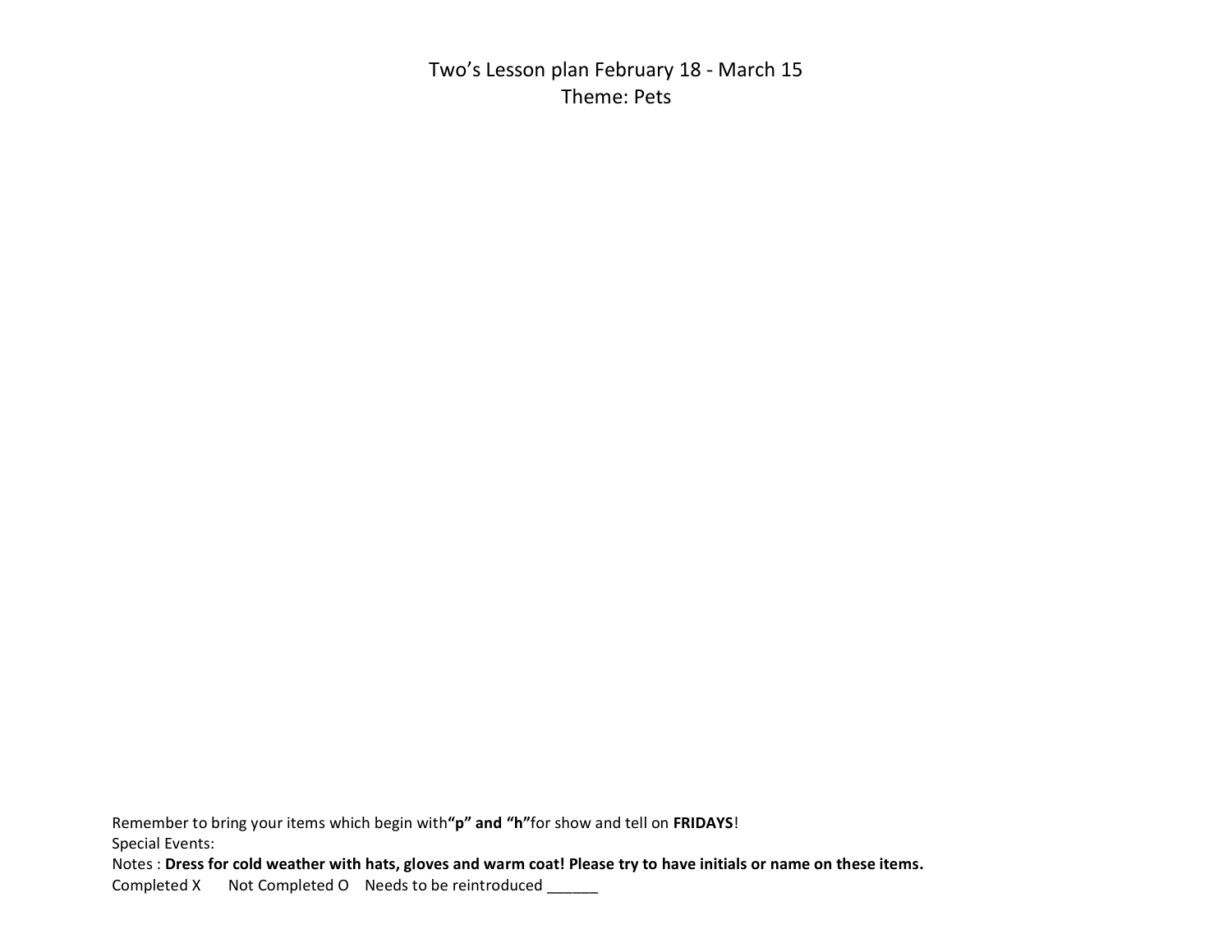# Two’s Lesson plan February 18 - March 15
## Theme: Pets

Remember to bring your items which begin with **“p” and “h”** for show and tell on **FRIDAYS**!

Special Events:

Notes : **Dress for cold weather with hats, gloves and warm coat! Please try to have initials or name on these items.**

Completed X Not Completed O Needs to be reintroduced ______